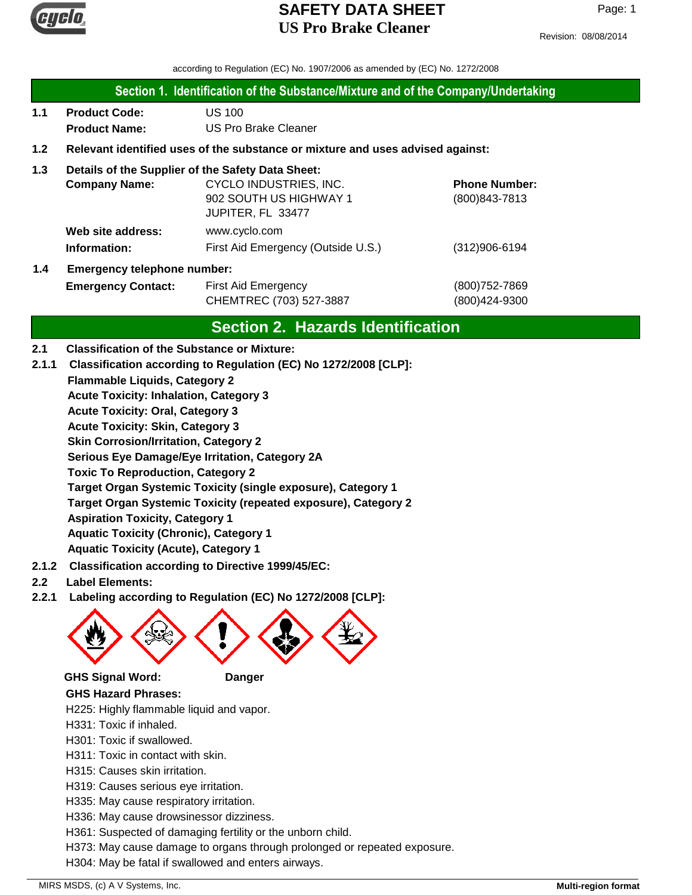# SAFETY DATA SHEET
# US Pro Brake Cleaner

Revision: 08/08/2014

according to Regulation (EC) No. 1907/2006 as amended by (EC) No. 1272/2008

## Section 1. Identification of the Substance/Mixture and of the Company/Undertaking

**1.1 Product Code:** US 100

**Product Name:** US Pro Brake Cleaner

**1.2 Relevant identified uses of the substance or mixture and uses advised against:**

**1.3 Details of the Supplier of the Safety Data Sheet:**

**Company Name:** CYCLO INDUSTRIES, INC.
902 SOUTH US HIGHWAY 1
JUPITER, FL 33477

**Phone Number:** (800)843-7813

**Web site address:** www.cyclo.com

**Information:** First Aid Emergency (Outside U.S.) (312)906-6194

**1.4 Emergency telephone number:**

**Emergency Contact:**
First Aid Emergency (800)752-7869
CHEMTREC (703) 527-3887 (800)424-9300

## Section 2. Hazards Identification

**2.1 Classification of the Substance or Mixture:**

**2.1.1 Classification according to Regulation (EC) No 1272/2008 [CLP]:**

**Flammable Liquids, Category 2**
**Acute Toxicity: Inhalation, Category 3**
**Acute Toxicity: Oral, Category 3**
**Acute Toxicity: Skin, Category 3**
**Skin Corrosion/Irritation, Category 2**
**Serious Eye Damage/Eye Irritation, Category 2A**
**Toxic To Reproduction, Category 2**
**Target Organ Systemic Toxicity (single exposure), Category 1**
**Target Organ Systemic Toxicity (repeated exposure), Category 2**
**Aspiration Toxicity, Category 1**
**Aquatic Toxicity (Chronic), Category 1**
**Aquatic Toxicity (Acute), Category 1**

**2.1.2 Classification according to Directive 1999/45/EC:**

**2.2 Label Elements:**

**2.2.1 Labeling according to Regulation (EC) No 1272/2008 [CLP]:**

**GHS Signal Word:** **Danger**

**GHS Hazard Phrases:**

H225: Highly flammable liquid and vapor.
H331: Toxic if inhaled.
H301: Toxic if swallowed.
H311: Toxic in contact with skin.
H315: Causes skin irritation.
H319: Causes serious eye irritation.
H335: May cause respiratory irritation.
H336: May cause drowsinessor dizziness.
H361: Suspected of damaging fertility or the unborn child.
H373: May cause damage to organs through prolonged or repeated exposure.
H304: May be fatal if swallowed and enters airways.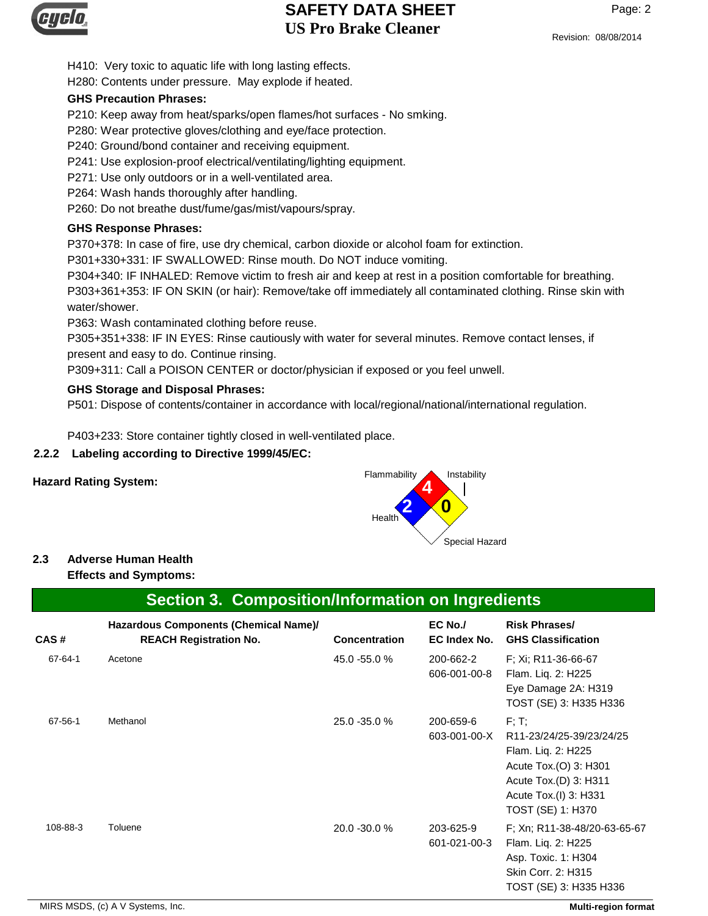H410: Very toxic to aquatic life with long lasting effects.

H280: Contents under pressure. May explode if heated.

**GHS Precaution Phrases:**

P210: Keep away from heat/sparks/open flames/hot surfaces - No smking.

P280: Wear protective gloves/clothing and eye/face protection.

P240: Ground/bond container and receiving equipment.

P241: Use explosion-proof electrical/ventilating/lighting equipment.

P271: Use only outdoors or in a well-ventilated area.

P264: Wash hands thoroughly after handling.

P260: Do not breathe dust/fume/gas/mist/vapours/spray.

**GHS Response Phrases:**

P370+378: In case of fire, use dry chemical, carbon dioxide or alcohol foam for extinction.

P301+330+331: IF SWALLOWED: Rinse mouth. Do NOT induce vomiting.

P304+340: IF INHALED: Remove victim to fresh air and keep at rest in a position comfortable for breathing.

P303+361+353: IF ON SKIN (or hair): Remove/take off immediately all contaminated clothing. Rinse skin with water/shower.

P363: Wash contaminated clothing before reuse.

P305+351+338: IF IN EYES: Rinse cautiously with water for several minutes. Remove contact lenses, if present and easy to do. Continue rinsing.

P309+311: Call a POISON CENTER or doctor/physician if exposed or you feel unwell.

**GHS Storage and Disposal Phrases:**

P501: Dispose of contents/container in accordance with local/regional/national/international regulation.

P403+233: Store container tightly closed in well-ventilated place.

**2.2.2 Labeling according to Directive 1999/45/EC:**

**Hazard Rating System:**

Flammability: 4
Instability: 0
Health: 2
Special Hazard:

**2.3 Adverse Human Health Effects and Symptoms:**

## Section 3. Composition/Information on Ingredients

| CAS # | Hazardous Components (Chemical Name)/ REACH Registration No. | Concentration | EC No./ EC Index No. | Risk Phrases/ GHS Classification |
|---|---|---|---|---|
| 67-64-1 | Acetone | 45.0 -55.0 % | 200-662-2<br>606-001-00-8 | F; Xi; R11-36-66-67<br>Flam. Liq. 2: H225<br>Eye Damage 2A: H319<br>TOST (SE) 3: H335 H336 |
| 67-56-1 | Methanol | 25.0 -35.0 % | 200-659-6<br>603-001-00-X | F; T;<br>R11-23/24/25-39/23/24/25<br>Flam. Liq. 2: H225<br>Acute Tox.(O) 3: H301<br>Acute Tox.(D) 3: H311<br>Acute Tox.(I) 3: H331<br>TOST (SE) 1: H370 |
| 108-88-3 | Toluene | 20.0 -30.0 % | 203-625-9<br>601-021-00-3 | F; Xn; R11-38-48/20-63-65-67<br>Flam. Liq. 2: H225<br>Asp. Toxic. 1: H304<br>Skin Corr. 2: H315<br>TOST (SE) 3: H335 H336 |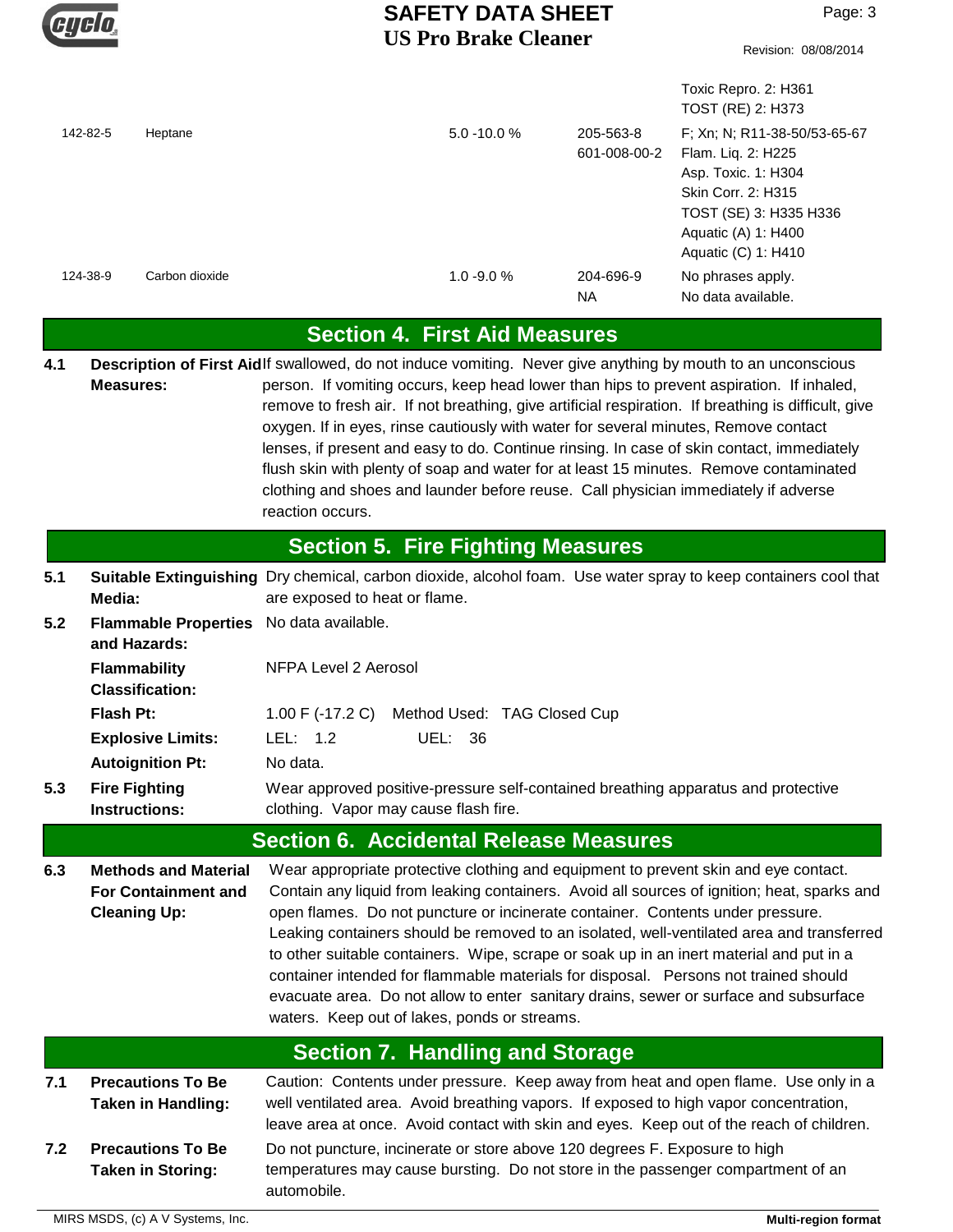| | | | | |
|---|---|---|---|---|
| | | | | Toxic Repro. 2: H361<br>TOST (RE) 2: H373 |
| 142-82-5 | Heptane | 5.0 -10.0 % | 205-563-8<br>601-008-00-2 | F; Xn; N; R11-38-50/53-65-67<br>Flam. Liq. 2: H225<br>Asp. Toxic. 1: H304<br>Skin Corr. 2: H315<br>TOST (SE) 3: H335 H336<br>Aquatic (A) 1: H400<br>Aquatic (C) 1: H410 |
| 124-38-9 | Carbon dioxide | 1.0 -9.0 % | 204-696-9<br>NA | No phrases apply.<br>No data available. |

## Section 4. First Aid Measures

**4.1 Description of First Aid Measures:** If swallowed, do not induce vomiting. Never give anything by mouth to an unconscious person. If vomiting occurs, keep head lower than hips to prevent aspiration. If inhaled, remove to fresh air. If not breathing, give artificial respiration. If breathing is difficult, give oxygen. If in eyes, rinse cautiously with water for several minutes, Remove contact lenses, if present and easy to do. Continue rinsing. In case of skin contact, immediately flush skin with plenty of soap and water for at least 15 minutes. Remove contaminated clothing and shoes and launder before reuse. Call physician immediately if adverse reaction occurs.

## Section 5. Fire Fighting Measures

**5.1 Suitable Extinguishing Media:** Dry chemical, carbon dioxide, alcohol foam. Use water spray to keep containers cool that are exposed to heat or flame.

**5.2 Flammable Properties and Hazards:** No data available.

**Flammability Classification:** NFPA Level 2 Aerosol

**Flash Pt:** 1.00 F (-17.2 C) Method Used: TAG Closed Cup

**Explosive Limits:** LEL: 1.2 UEL: 36

**Autoignition Pt:** No data.

**5.3 Fire Fighting Instructions:** Wear approved positive-pressure self-contained breathing apparatus and protective clothing. Vapor may cause flash fire.

## Section 6. Accidental Release Measures

**6.3 Methods and Material For Containment and Cleaning Up:** Wear appropriate protective clothing and equipment to prevent skin and eye contact. Contain any liquid from leaking containers. Avoid all sources of ignition; heat, sparks and open flames. Do not puncture or incinerate container. Contents under pressure. Leaking containers should be removed to an isolated, well-ventilated area and transferred to other suitable containers. Wipe, scrape or soak up in an inert material and put in a container intended for flammable materials for disposal. Persons not trained should evacuate area. Do not allow to enter sanitary drains, sewer or surface and subsurface waters. Keep out of lakes, ponds or streams.

## Section 7. Handling and Storage

**7.1 Precautions To Be Taken in Handling:** Caution: Contents under pressure. Keep away from heat and open flame. Use only in a well ventilated area. Avoid breathing vapors. If exposed to high vapor concentration, leave area at once. Avoid contact with skin and eyes. Keep out of the reach of children.

**7.2 Precautions To Be Taken in Storing:** Do not puncture, incinerate or store above 120 degrees F. Exposure to high temperatures may cause bursting. Do not store in the passenger compartment of an automobile.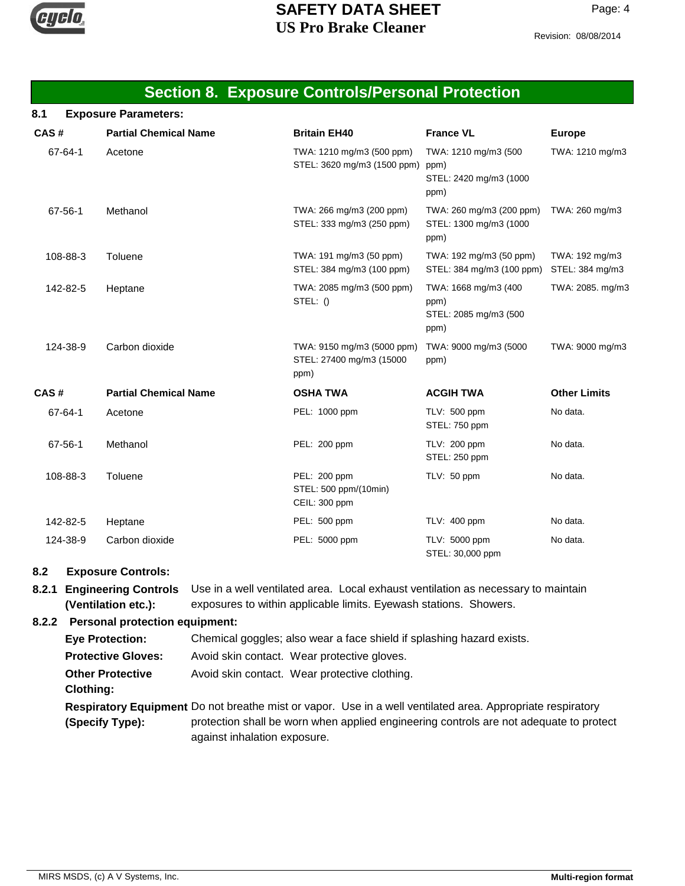## Section 8. Exposure Controls/Personal Protection

**8.1 Exposure Parameters:**

| CAS # | Partial Chemical Name | Britain EH40 | France VL | Europe |
|---|---|---|---|---|
| 67-64-1 | Acetone | TWA: 1210 mg/m3 (500 ppm) STEL: 3620 mg/m3 (1500 ppm) | TWA: 1210 mg/m3 (500 ppm) STEL: 2420 mg/m3 (1000 ppm) | TWA: 1210 mg/m3 |
| 67-56-1 | Methanol | TWA: 266 mg/m3 (200 ppm) STEL: 333 mg/m3 (250 ppm) | TWA: 260 mg/m3 (200 ppm) STEL: 1300 mg/m3 (1000 ppm) | TWA: 260 mg/m3 |
| 108-88-3 | Toluene | TWA: 191 mg/m3 (50 ppm) STEL: 384 mg/m3 (100 ppm) | TWA: 192 mg/m3 (50 ppm) STEL: 384 mg/m3 (100 ppm) | TWA: 192 mg/m3 STEL: 384 mg/m3 |
| 142-82-5 | Heptane | TWA: 2085 mg/m3 (500 ppm) STEL: () | TWA: 1668 mg/m3 (400 ppm) STEL: 2085 mg/m3 (500 ppm) | TWA: 2085. mg/m3 |
| 124-38-9 | Carbon dioxide | TWA: 9150 mg/m3 (5000 ppm) STEL: 27400 mg/m3 (15000 ppm) | TWA: 9000 mg/m3 (5000 ppm) | TWA: 9000 mg/m3 |

| CAS # | Partial Chemical Name | OSHA TWA | ACGIH TWA | Other Limits |
|---|---|---|---|---|
| 67-64-1 | Acetone | PEL: 1000 ppm | TLV: 500 ppm STEL: 750 ppm | No data. |
| 67-56-1 | Methanol | PEL: 200 ppm | TLV: 200 ppm STEL: 250 ppm | No data. |
| 108-88-3 | Toluene | PEL: 200 ppm STEL: 500 ppm/(10min) CEIL: 300 ppm | TLV: 50 ppm | No data. |
| 142-82-5 | Heptane | PEL: 500 ppm | TLV: 400 ppm | No data. |
| 124-38-9 | Carbon dioxide | PEL: 5000 ppm | TLV: 5000 ppm STEL: 30,000 ppm | No data. |

**8.2 Exposure Controls:**

**8.2.1 Engineering Controls (Ventilation etc.):** Use in a well ventilated area. Local exhaust ventilation as necessary to maintain exposures to within applicable limits. Eyewash stations. Showers.

**8.2.2 Personal protection equipment:**

**Eye Protection:** Chemical goggles; also wear a face shield if splashing hazard exists.

**Protective Gloves:** Avoid skin contact. Wear protective gloves.

**Other Protective Clothing:** Avoid skin contact. Wear protective clothing.

**Respiratory Equipment (Specify Type):** Do not breathe mist or vapor. Use in a well ventilated area. Appropriate respiratory protection shall be worn when applied engineering controls are not adequate to protect against inhalation exposure.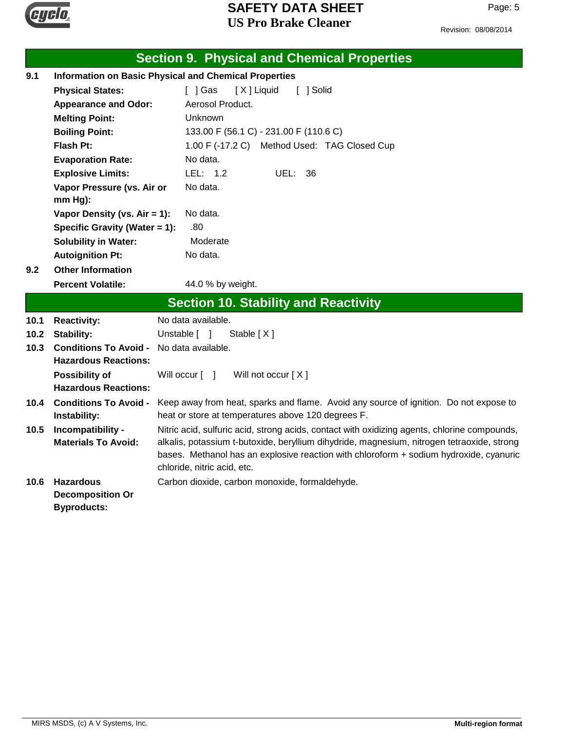## Section 9. Physical and Chemical Properties

### 9.1 Information on Basic Physical and Chemical Properties

| | |
|---|---|
| **Physical States:** | [ ] Gas [ X ] Liquid [ ] Solid |
| **Appearance and Odor:** | Aerosol Product. |
| **Melting Point:** | Unknown |
| **Boiling Point:** | 133.00 F (56.1 C) - 231.00 F (110.6 C) |
| **Flash Pt:** | 1.00 F (-17.2 C) Method Used: TAG Closed Cup |
| **Evaporation Rate:** | No data. |
| **Explosive Limits:** | LEL: 1.2 UEL: 36 |
| **Vapor Pressure (vs. Air or mm Hg):** | No data. |
| **Vapor Density (vs. Air = 1):** | No data. |
| **Specific Gravity (Water = 1):** | .80 |
| **Solubility in Water:** | Moderate |
| **Autoignition Pt:** | No data. |

### 9.2 Other Information

| | |
|---|---|
| **Percent Volatile:** | 44.0 % by weight. |

## Section 10. Stability and Reactivity

| | | |
|---|---|---|
| 10.1 | **Reactivity:** | No data available. |
| 10.2 | **Stability:** | Unstable [ ] Stable [ X ] |
| 10.3 | **Conditions To Avoid - Hazardous Reactions:** | No data available. |
| | **Possibility of Hazardous Reactions:** | Will occur [ ] Will not occur [ X ] |
| 10.4 | **Conditions To Avoid - Instability:** | Keep away from heat, sparks and flame. Avoid any source of ignition. Do not expose to heat or store at temperatures above 120 degrees F. |
| 10.5 | **Incompatibility - Materials To Avoid:** | Nitric acid, sulfuric acid, strong acids, contact with oxidizing agents, chlorine compounds, alkalis, potassium t-butoxide, beryllium dihydride, magnesium, nitrogen tetraoxide, strong bases. Methanol has an explosive reaction with chloroform + sodium hydroxide, cyanuric chloride, nitric acid, etc. |
| 10.6 | **Hazardous Decomposition Or Byproducts:** | Carbon dioxide, carbon monoxide, formaldehyde. |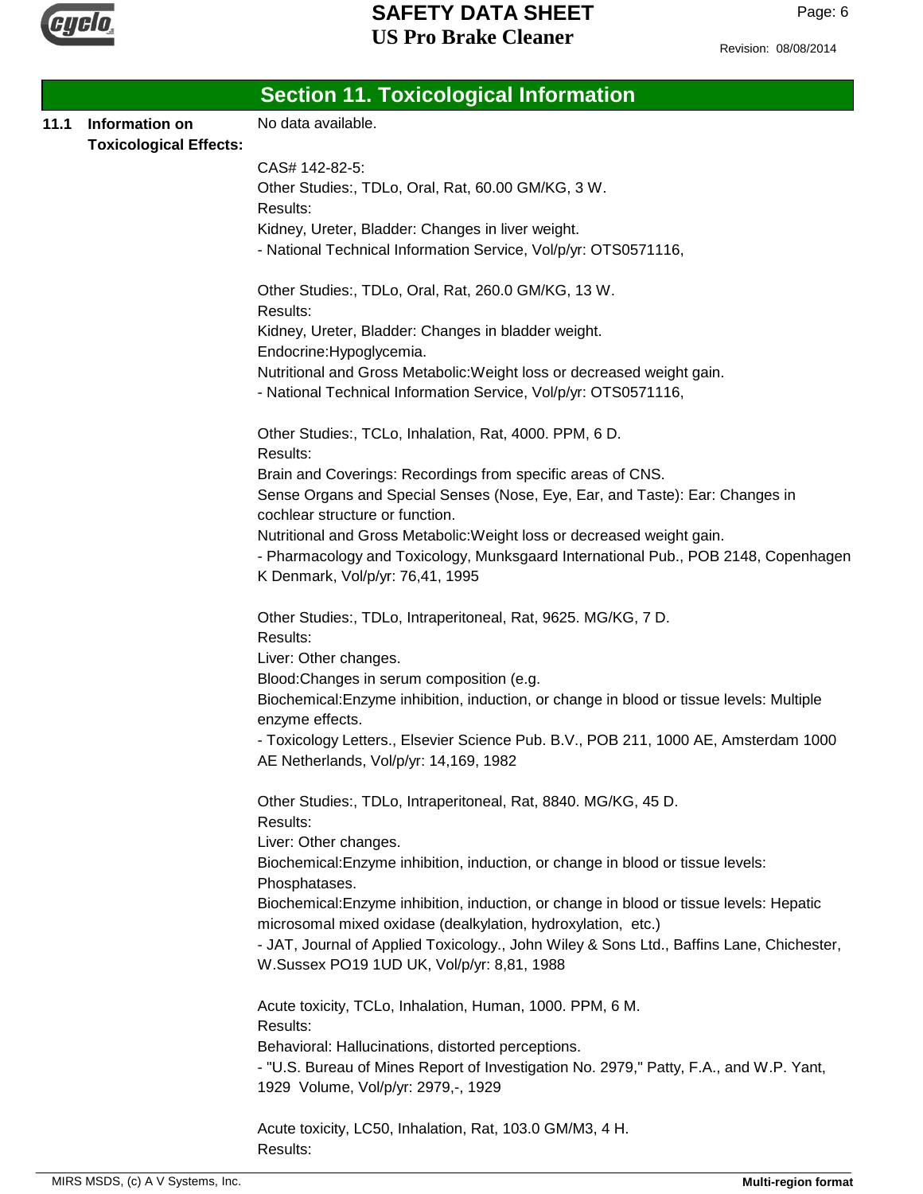## Section 11. Toxicological Information

**11.1 Information on Toxicological Effects:**

No data available.

CAS# 142-82-5:
Other Studies:, TDLo, Oral, Rat, 60.00 GM/KG, 3 W.
Results:
Kidney, Ureter, Bladder: Changes in liver weight.
- National Technical Information Service, Vol/p/yr: OTS0571116,

Other Studies:, TDLo, Oral, Rat, 260.0 GM/KG, 13 W.
Results:
Kidney, Ureter, Bladder: Changes in bladder weight.
Endocrine:Hypoglycemia.
Nutritional and Gross Metabolic:Weight loss or decreased weight gain.
- National Technical Information Service, Vol/p/yr: OTS0571116,

Other Studies:, TCLo, Inhalation, Rat, 4000. PPM, 6 D.
Results:
Brain and Coverings: Recordings from specific areas of CNS.
Sense Organs and Special Senses (Nose, Eye, Ear, and Taste): Ear: Changes in cochlear structure or function.
Nutritional and Gross Metabolic:Weight loss or decreased weight gain.
- Pharmacology and Toxicology, Munksgaard International Pub., POB 2148, Copenhagen K Denmark, Vol/p/yr: 76,41, 1995

Other Studies:, TDLo, Intraperitoneal, Rat, 9625. MG/KG, 7 D.
Results:
Liver: Other changes.
Blood:Changes in serum composition (e.g.
Biochemical:Enzyme inhibition, induction, or change in blood or tissue levels: Multiple enzyme effects.
- Toxicology Letters., Elsevier Science Pub. B.V., POB 211, 1000 AE, Amsterdam 1000 AE Netherlands, Vol/p/yr: 14,169, 1982

Other Studies:, TDLo, Intraperitoneal, Rat, 8840. MG/KG, 45 D.
Results:
Liver: Other changes.
Biochemical:Enzyme inhibition, induction, or change in blood or tissue levels: Phosphatases.
Biochemical:Enzyme inhibition, induction, or change in blood or tissue levels: Hepatic microsomal mixed oxidase (dealkylation, hydroxylation, etc.)
- JAT, Journal of Applied Toxicology., John Wiley & Sons Ltd., Baffins Lane, Chichester, W.Sussex PO19 1UD UK, Vol/p/yr: 8,81, 1988

Acute toxicity, TCLo, Inhalation, Human, 1000. PPM, 6 M.
Results:
Behavioral: Hallucinations, distorted perceptions.
- "U.S. Bureau of Mines Report of Investigation No. 2979," Patty, F.A., and W.P. Yant, 1929 Volume, Vol/p/yr: 2979,-, 1929

Acute toxicity, LC50, Inhalation, Rat, 103.0 GM/M3, 4 H.
Results: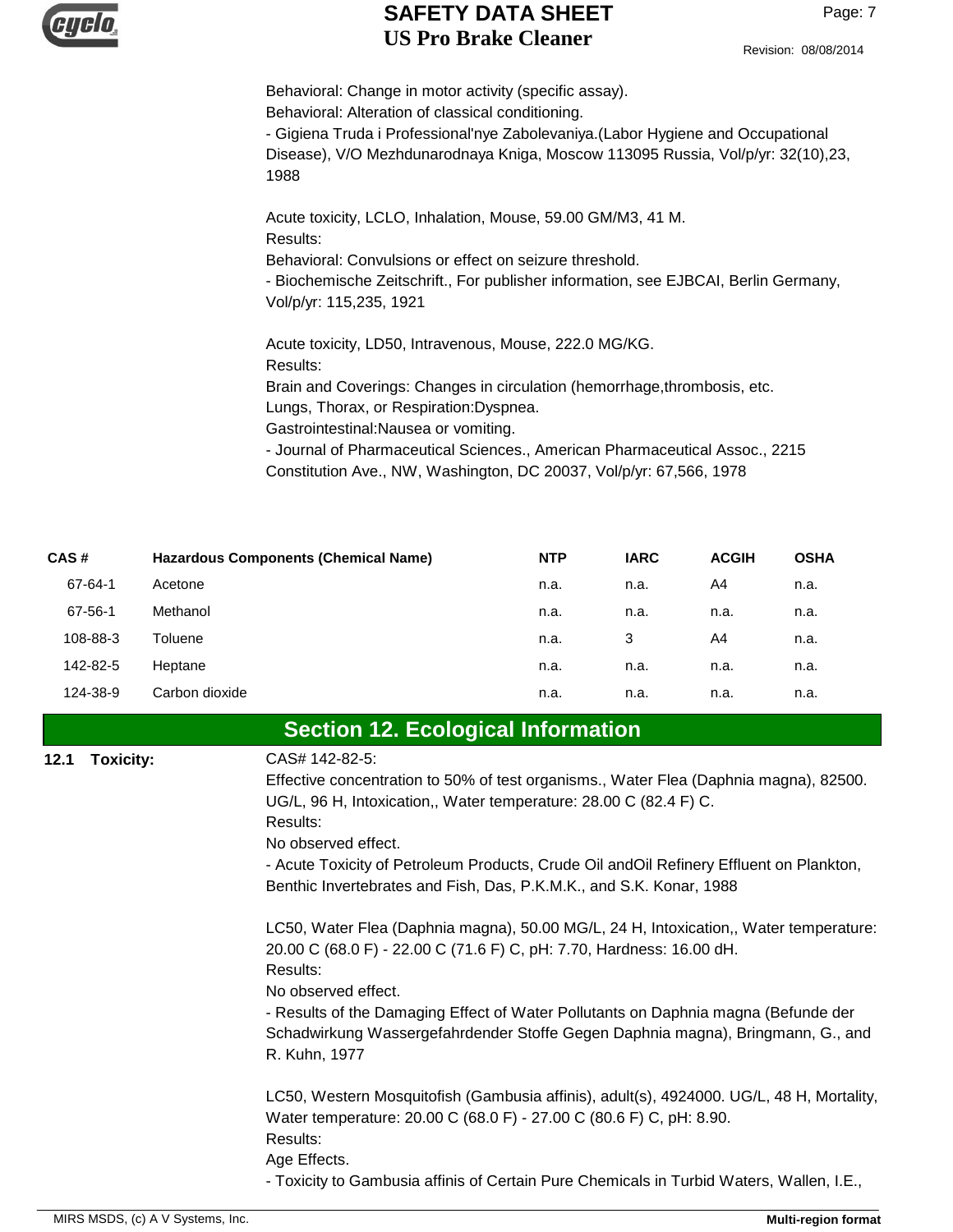Behavioral: Change in motor activity (specific assay).
Behavioral: Alteration of classical conditioning.
- Gigiena Truda i Professional'nye Zabolevaniya.(Labor Hygiene and Occupational Disease), V/O Mezhdunarodnaya Kniga, Moscow 113095 Russia, Vol/p/yr: 32(10),23, 1988

Acute toxicity, LCLO, Inhalation, Mouse, 59.00 GM/M3, 41 M.
Results:
Behavioral: Convulsions or effect on seizure threshold.
- Biochemische Zeitschrift., For publisher information, see EJBCAI, Berlin Germany, Vol/p/yr: 115,235, 1921

Acute toxicity, LD50, Intravenous, Mouse, 222.0 MG/KG.
Results:
Brain and Coverings: Changes in circulation (hemorrhage,thrombosis, etc.
Lungs, Thorax, or Respiration:Dyspnea.
Gastrointestinal:Nausea or vomiting.
- Journal of Pharmaceutical Sciences., American Pharmaceutical Assoc., 2215 Constitution Ave., NW, Washington, DC 20037, Vol/p/yr: 67,566, 1978

| CAS # | Hazardous Components (Chemical Name) | NTP | IARC | ACGIH | OSHA |
|---|---|---|---|---|---|
| 67-64-1 | Acetone | n.a. | n.a. | A4 | n.a. |
| 67-56-1 | Methanol | n.a. | n.a. | n.a. | n.a. |
| 108-88-3 | Toluene | n.a. | 3 | A4 | n.a. |
| 142-82-5 | Heptane | n.a. | n.a. | n.a. | n.a. |
| 124-38-9 | Carbon dioxide | n.a. | n.a. | n.a. | n.a. |

## Section 12. Ecological Information

**12.1 Toxicity:**

CAS# 142-82-5:
Effective concentration to 50% of test organisms., Water Flea (Daphnia magna), 82500. UG/L, 96 H, Intoxication,, Water temperature: 28.00 C (82.4 F) C.
Results:
No observed effect.
- Acute Toxicity of Petroleum Products, Crude Oil andOil Refinery Effluent on Plankton, Benthic Invertebrates and Fish, Das, P.K.M.K., and S.K. Konar, 1988

LC50, Water Flea (Daphnia magna), 50.00 MG/L, 24 H, Intoxication,, Water temperature: 20.00 C (68.0 F) - 22.00 C (71.6 F) C, pH: 7.70, Hardness: 16.00 dH.
Results:
No observed effect.
- Results of the Damaging Effect of Water Pollutants on Daphnia magna (Befunde der Schadwirkung Wassergefahrdender Stoffe Gegen Daphnia magna), Bringmann, G., and R. Kuhn, 1977

LC50, Western Mosquitofish (Gambusia affinis), adult(s), 4924000. UG/L, 48 H, Mortality, Water temperature: 20.00 C (68.0 F) - 27.00 C (80.6 F) C, pH: 8.90.
Results:
Age Effects.
- Toxicity to Gambusia affinis of Certain Pure Chemicals in Turbid Waters, Wallen, I.E.,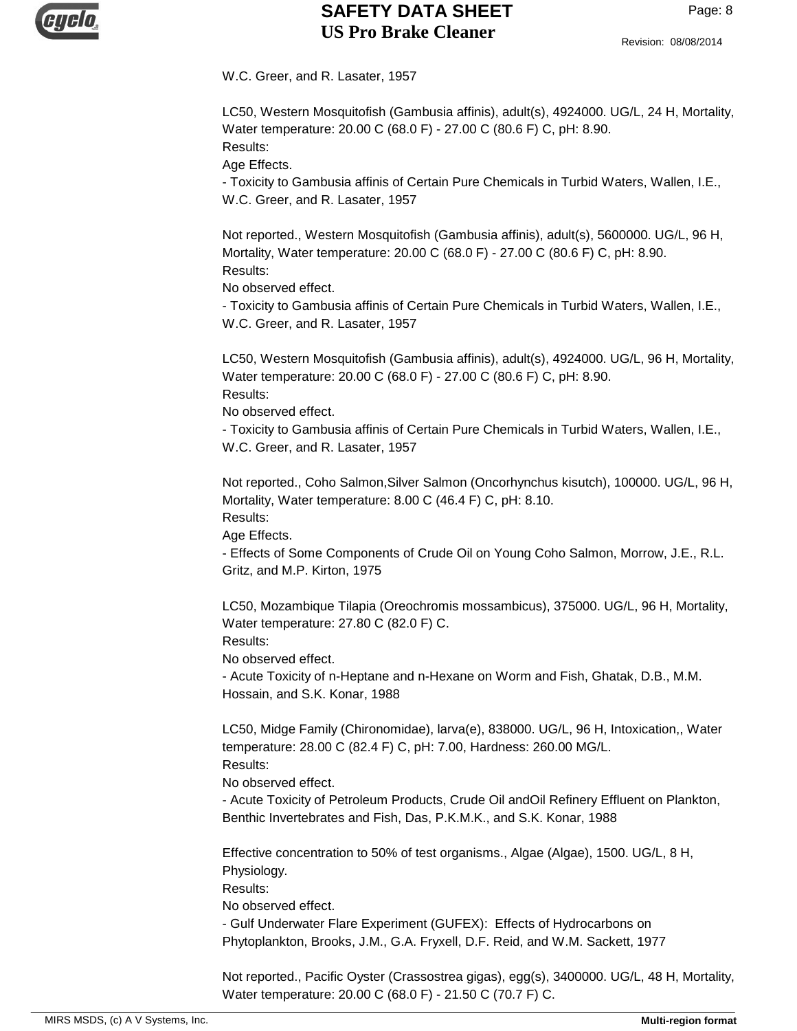W.C. Greer, and R. Lasater, 1957

LC50, Western Mosquitofish (Gambusia affinis), adult(s), 4924000. UG/L, 24 H, Mortality, Water temperature: 20.00 C (68.0 F) - 27.00 C (80.6 F) C, pH: 8.90.
Results:
Age Effects.
- Toxicity to Gambusia affinis of Certain Pure Chemicals in Turbid Waters, Wallen, I.E., W.C. Greer, and R. Lasater, 1957

Not reported., Western Mosquitofish (Gambusia affinis), adult(s), 5600000. UG/L, 96 H, Mortality, Water temperature: 20.00 C (68.0 F) - 27.00 C (80.6 F) C, pH: 8.90.
Results:
No observed effect.
- Toxicity to Gambusia affinis of Certain Pure Chemicals in Turbid Waters, Wallen, I.E., W.C. Greer, and R. Lasater, 1957

LC50, Western Mosquitofish (Gambusia affinis), adult(s), 4924000. UG/L, 96 H, Mortality, Water temperature: 20.00 C (68.0 F) - 27.00 C (80.6 F) C, pH: 8.90.
Results:
No observed effect.
- Toxicity to Gambusia affinis of Certain Pure Chemicals in Turbid Waters, Wallen, I.E., W.C. Greer, and R. Lasater, 1957

Not reported., Coho Salmon,Silver Salmon (Oncorhynchus kisutch), 100000. UG/L, 96 H, Mortality, Water temperature: 8.00 C (46.4 F) C, pH: 8.10.
Results:
Age Effects.
- Effects of Some Components of Crude Oil on Young Coho Salmon, Morrow, J.E., R.L. Gritz, and M.P. Kirton, 1975

LC50, Mozambique Tilapia (Oreochromis mossambicus), 375000. UG/L, 96 H, Mortality, Water temperature: 27.80 C (82.0 F) C.
Results:
No observed effect.
- Acute Toxicity of n-Heptane and n-Hexane on Worm and Fish, Ghatak, D.B., M.M. Hossain, and S.K. Konar, 1988

LC50, Midge Family (Chironomidae), larva(e), 838000. UG/L, 96 H, Intoxication,, Water temperature: 28.00 C (82.4 F) C, pH: 7.00, Hardness: 260.00 MG/L.
Results:
No observed effect.
- Acute Toxicity of Petroleum Products, Crude Oil andOil Refinery Effluent on Plankton, Benthic Invertebrates and Fish, Das, P.K.M.K., and S.K. Konar, 1988

Effective concentration to 50% of test organisms., Algae (Algae), 1500. UG/L, 8 H, Physiology.
Results:
No observed effect.
- Gulf Underwater Flare Experiment (GUFEX): Effects of Hydrocarbons on Phytoplankton, Brooks, J.M., G.A. Fryxell, D.F. Reid, and W.M. Sackett, 1977

Not reported., Pacific Oyster (Crassostrea gigas), egg(s), 3400000. UG/L, 48 H, Mortality, Water temperature: 20.00 C (68.0 F) - 21.50 C (70.7 F) C.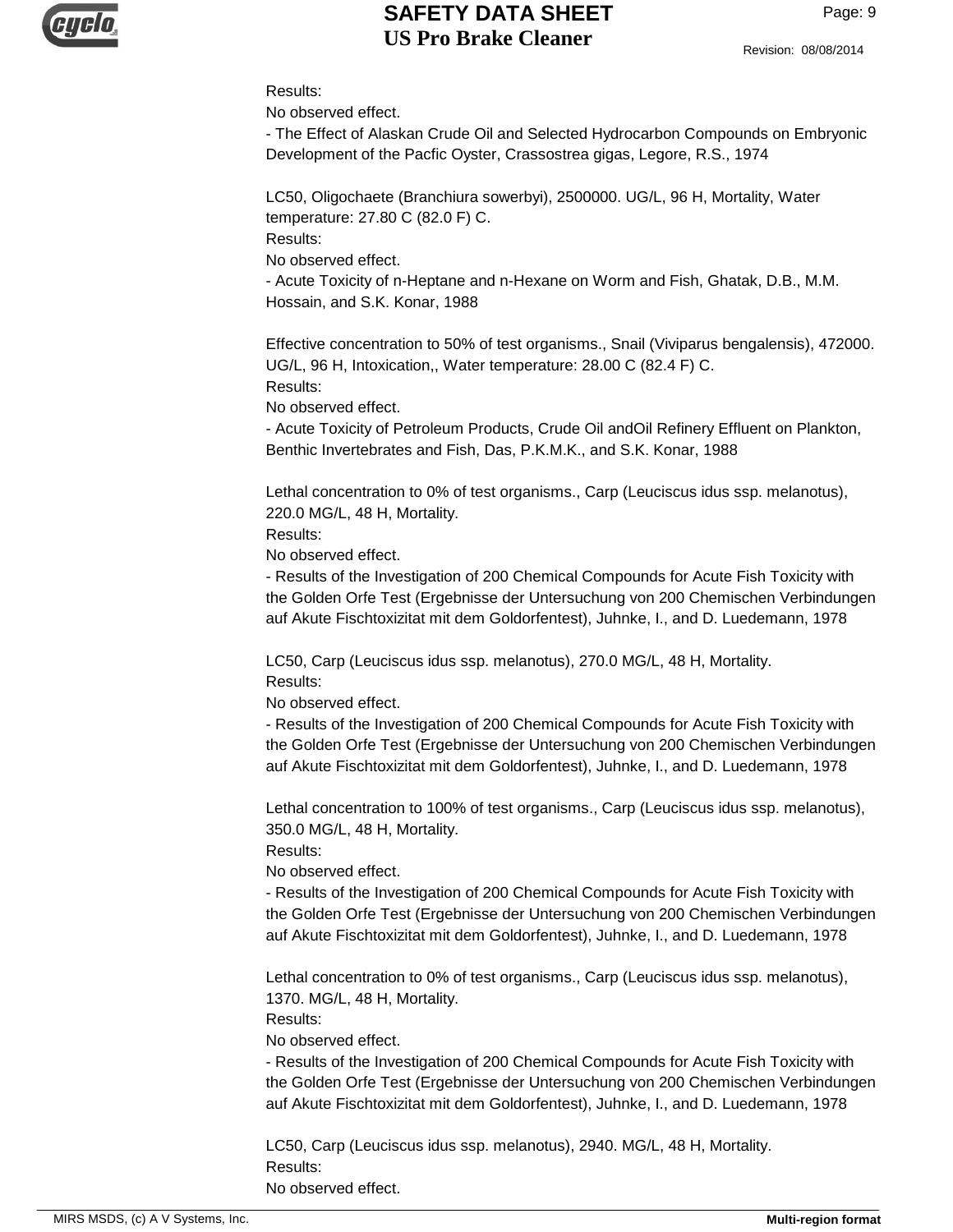Results:
No observed effect.
- The Effect of Alaskan Crude Oil and Selected Hydrocarbon Compounds on Embryonic Development of the Pacfic Oyster, Crassostrea gigas, Legore, R.S., 1974

LC50, Oligochaete (Branchiura sowerbyi), 2500000. UG/L, 96 H, Mortality, Water temperature: 27.80 C (82.0 F) C.
Results:
No observed effect.
- Acute Toxicity of n-Heptane and n-Hexane on Worm and Fish, Ghatak, D.B., M.M. Hossain, and S.K. Konar, 1988

Effective concentration to 50% of test organisms., Snail (Viviparus bengalensis), 472000. UG/L, 96 H, Intoxication,, Water temperature: 28.00 C (82.4 F) C.
Results:
No observed effect.
- Acute Toxicity of Petroleum Products, Crude Oil andOil Refinery Effluent on Plankton, Benthic Invertebrates and Fish, Das, P.K.M.K., and S.K. Konar, 1988

Lethal concentration to 0% of test organisms., Carp (Leuciscus idus ssp. melanotus), 220.0 MG/L, 48 H, Mortality.
Results:
No observed effect.
- Results of the Investigation of 200 Chemical Compounds for Acute Fish Toxicity with the Golden Orfe Test (Ergebnisse der Untersuchung von 200 Chemischen Verbindungen auf Akute Fischtoxizitat mit dem Goldorfentest), Juhnke, I., and D. Luedemann, 1978

LC50, Carp (Leuciscus idus ssp. melanotus), 270.0 MG/L, 48 H, Mortality.
Results:
No observed effect.
- Results of the Investigation of 200 Chemical Compounds for Acute Fish Toxicity with the Golden Orfe Test (Ergebnisse der Untersuchung von 200 Chemischen Verbindungen auf Akute Fischtoxizitat mit dem Goldorfentest), Juhnke, I., and D. Luedemann, 1978

Lethal concentration to 100% of test organisms., Carp (Leuciscus idus ssp. melanotus), 350.0 MG/L, 48 H, Mortality.
Results:
No observed effect.
- Results of the Investigation of 200 Chemical Compounds for Acute Fish Toxicity with the Golden Orfe Test (Ergebnisse der Untersuchung von 200 Chemischen Verbindungen auf Akute Fischtoxizitat mit dem Goldorfentest), Juhnke, I., and D. Luedemann, 1978

Lethal concentration to 0% of test organisms., Carp (Leuciscus idus ssp. melanotus), 1370. MG/L, 48 H, Mortality.
Results:
No observed effect.
- Results of the Investigation of 200 Chemical Compounds for Acute Fish Toxicity with the Golden Orfe Test (Ergebnisse der Untersuchung von 200 Chemischen Verbindungen auf Akute Fischtoxizitat mit dem Goldorfentest), Juhnke, I., and D. Luedemann, 1978

LC50, Carp (Leuciscus idus ssp. melanotus), 2940. MG/L, 48 H, Mortality.
Results:
No observed effect.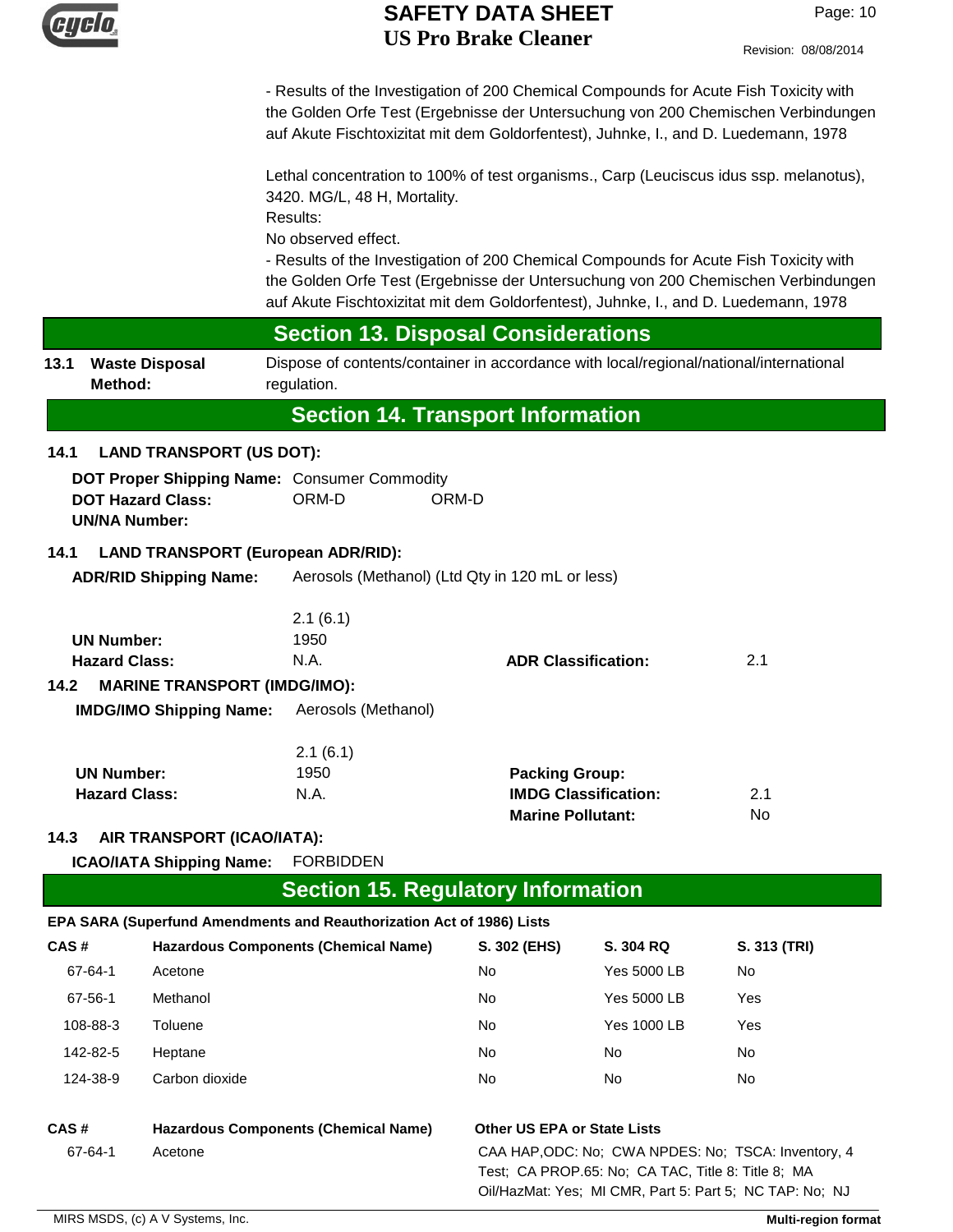- Results of the Investigation of 200 Chemical Compounds for Acute Fish Toxicity with the Golden Orfe Test (Ergebnisse der Untersuchung von 200 Chemischen Verbindungen auf Akute Fischtoxizitat mit dem Goldorfentest), Juhnke, I., and D. Luedemann, 1978

Lethal concentration to 100% of test organisms., Carp (Leuciscus idus ssp. melanotus), 3420. MG/L, 48 H, Mortality.
Results:
No observed effect.
- Results of the Investigation of 200 Chemical Compounds for Acute Fish Toxicity with the Golden Orfe Test (Ergebnisse der Untersuchung von 200 Chemischen Verbindungen auf Akute Fischtoxizitat mit dem Goldorfentest), Juhnke, I., and D. Luedemann, 1978

## Section 13. Disposal Considerations

**13.1 Waste Disposal Method:** Dispose of contents/container in accordance with local/regional/national/international regulation.

## Section 14. Transport Information

**14.1 LAND TRANSPORT (US DOT):**

**DOT Proper Shipping Name:** Consumer Commodity
**DOT Hazard Class:** ORM-D ORM-D
**UN/NA Number:**

**14.1 LAND TRANSPORT (European ADR/RID):**

**ADR/RID Shipping Name:** Aerosols (Methanol) (Ltd Qty in 120 mL or less)

2.1 (6.1)
**UN Number:** 1950
**Hazard Class:** N.A. **ADR Classification:** 2.1

**14.2 MARINE TRANSPORT (IMDG/IMO):**

**IMDG/IMO Shipping Name:** Aerosols (Methanol)

2.1 (6.1)
**UN Number:** 1950 **Packing Group:**
**Hazard Class:** N.A. **IMDG Classification:** 2.1
**Marine Pollutant:** No

**14.3 AIR TRANSPORT (ICAO/IATA):**

**ICAO/IATA Shipping Name:** FORBIDDEN

## Section 15. Regulatory Information

**EPA SARA (Superfund Amendments and Reauthorization Act of 1986) Lists**

| CAS # | Hazardous Components (Chemical Name) | S. 302 (EHS) | S. 304 RQ | S. 313 (TRI) |
|---|---|---|---|---|
| 67-64-1 | Acetone | No | Yes 5000 LB | No |
| 67-56-1 | Methanol | No | Yes 5000 LB | Yes |
| 108-88-3 | Toluene | No | Yes 1000 LB | Yes |
| 142-82-5 | Heptane | No | No | No |
| 124-38-9 | Carbon dioxide | No | No | No |

| CAS # | Hazardous Components (Chemical Name) | Other US EPA or State Lists |
|---|---|---|
| 67-64-1 | Acetone | CAA HAP,ODC: No; CWA NPDES: No; TSCA: Inventory, 4 Test; CA PROP.65: No; CA TAC, Title 8: Title 8; MA Oil/HazMat: Yes; MI CMR, Part 5: Part 5; NC TAP: No; NJ |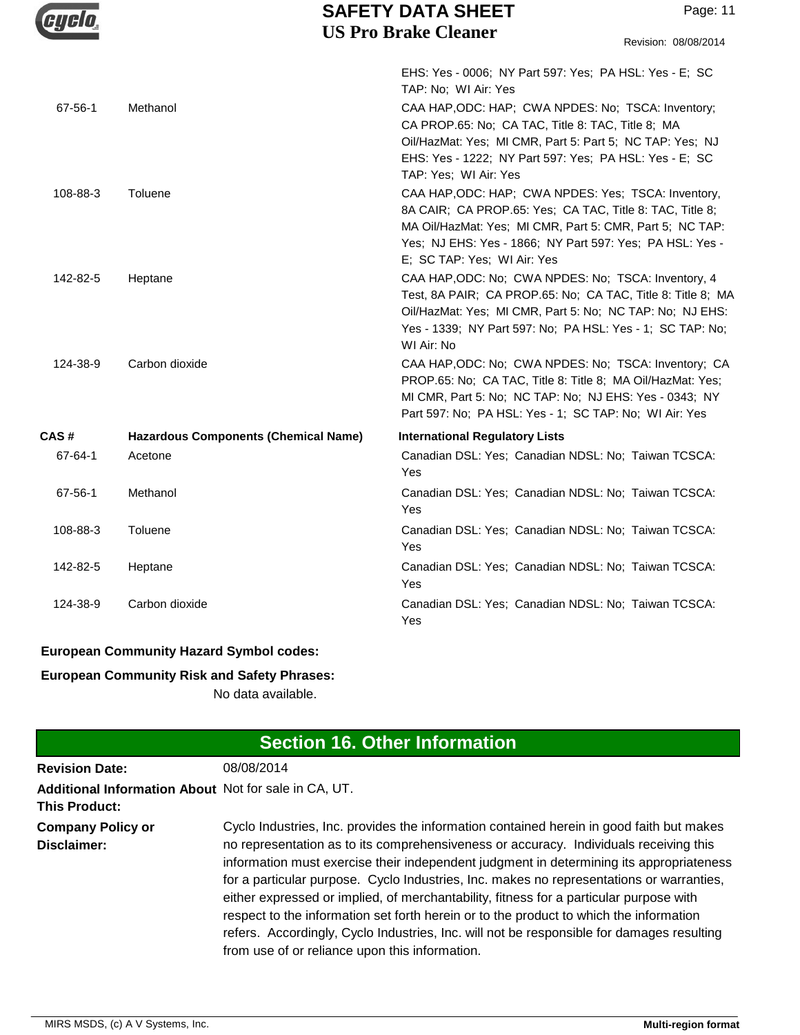| | | |
|---|---|---|
| | | EHS: Yes - 0006; NY Part 597: Yes; PA HSL: Yes - E; SC TAP: No; WI Air: Yes |
| 67-56-1 | Methanol | CAA HAP,ODC: HAP; CWA NPDES: No; TSCA: Inventory; CA PROP.65: No; CA TAC, Title 8: TAC, Title 8; MA Oil/HazMat: Yes; MI CMR, Part 5: Part 5; NC TAP: Yes; NJ EHS: Yes - 1222; NY Part 597: Yes; PA HSL: Yes - E; SC TAP: Yes; WI Air: Yes |
| 108-88-3 | Toluene | CAA HAP,ODC: HAP; CWA NPDES: Yes; TSCA: Inventory, 8A CAIR; CA PROP.65: Yes; CA TAC, Title 8: TAC, Title 8; MA Oil/HazMat: Yes; MI CMR, Part 5: CMR, Part 5; NC TAP: Yes; NJ EHS: Yes - 1866; NY Part 597: Yes; PA HSL: Yes - E; SC TAP: Yes; WI Air: Yes |
| 142-82-5 | Heptane | CAA HAP,ODC: No; CWA NPDES: No; TSCA: Inventory, 4 Test, 8A PAIR; CA PROP.65: No; CA TAC, Title 8: Title 8; MA Oil/HazMat: Yes; MI CMR, Part 5: No; NC TAP: No; NJ EHS: Yes - 1339; NY Part 597: No; PA HSL: Yes - 1; SC TAP: No; WI Air: No |
| 124-38-9 | Carbon dioxide | CAA HAP,ODC: No; CWA NPDES: No; TSCA: Inventory; CA PROP.65: No; CA TAC, Title 8: Title 8; MA Oil/HazMat: Yes; MI CMR, Part 5: No; NC TAP: No; NJ EHS: Yes - 0343; NY Part 597: No; PA HSL: Yes - 1; SC TAP: No; WI Air: Yes |

| CAS # | Hazardous Components (Chemical Name) | International Regulatory Lists |
|---|---|---|
| 67-64-1 | Acetone | Canadian DSL: Yes; Canadian NDSL: No; Taiwan TCSCA: Yes |
| 67-56-1 | Methanol | Canadian DSL: Yes; Canadian NDSL: No; Taiwan TCSCA: Yes |
| 108-88-3 | Toluene | Canadian DSL: Yes; Canadian NDSL: No; Taiwan TCSCA: Yes |
| 142-82-5 | Heptane | Canadian DSL: Yes; Canadian NDSL: No; Taiwan TCSCA: Yes |
| 124-38-9 | Carbon dioxide | Canadian DSL: Yes; Canadian NDSL: No; Taiwan TCSCA: Yes |

**European Community Hazard Symbol codes:**

**European Community Risk and Safety Phrases:**

No data available.

## Section 16. Other Information

**Revision Date:** 08/08/2014

**Additional Information About This Product:** Not for sale in CA, UT.

**Company Policy or Disclaimer:** Cyclo Industries, Inc. provides the information contained herein in good faith but makes no representation as to its comprehensiveness or accuracy. Individuals receiving this information must exercise their independent judgment in determining its appropriateness for a particular purpose. Cyclo Industries, Inc. makes no representations or warranties, either expressed or implied, of merchantability, fitness for a particular purpose with respect to the information set forth herein or to the product to which the information refers. Accordingly, Cyclo Industries, Inc. will not be responsible for damages resulting from use of or reliance upon this information.